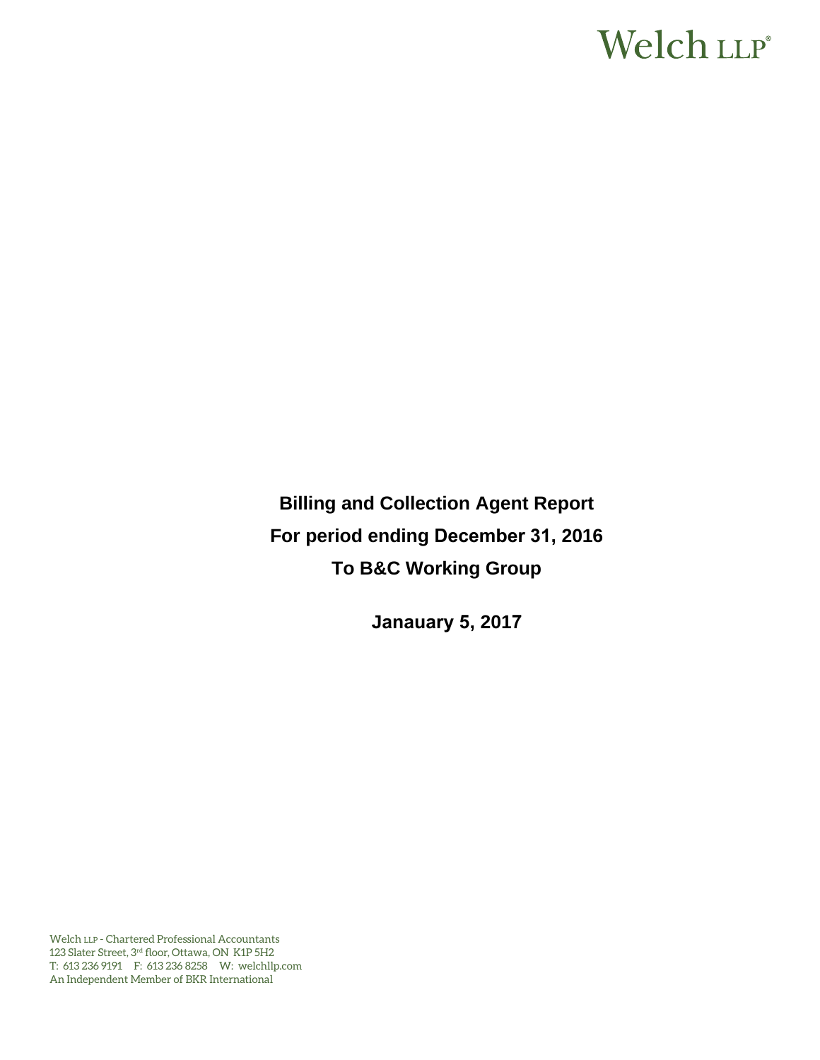Welch LLP®

# Billing and Collection Agent Report

## For period ending December 31, 2016

## To B&C Working Group

**Janauary 5, 2017**

Welch LLP - Chartered Professional Accountants
123 Slater Street, 3rd floor, Ottawa, ON K1P 5H2
T: 613 236 9191 F: 613 236 8258 W: welchllp.com
An Independent Member of BKR International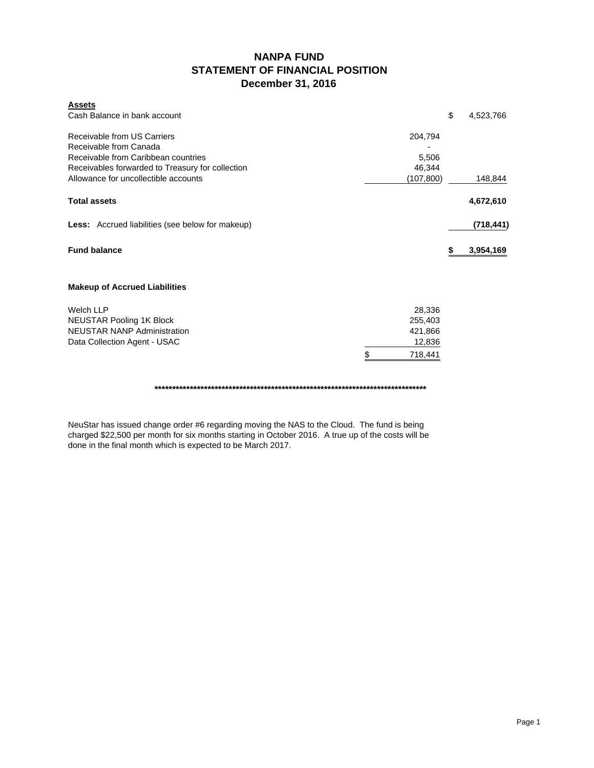# NANPA FUND
## STATEMENT OF FINANCIAL POSITION
### December 31, 2016

| **Assets** | | |
|---|---|---|
| Cash Balance in bank account | | $ 4,523,766 |
| Receivable from US Carriers | 204,794 | |
| Receivable from Canada | - | |
| Receivable from Caribbean countries | 5,506 | |
| Receivables forwarded to Treasury for collection | 46,344 | |
| Allowance for uncollectible accounts | (107,800) | 148,844 |
| **Total assets** | | **4,672,610** |
| **Less:** Accrued liabilities (see below for makeup) | | **(718,441)** |
| **Fund balance** | | **$ 3,954,169** |

**Makeup of Accrued Liabilities**

| | |
|---|---|
| Welch LLP | 28,336 |
| NEUSTAR Pooling 1K Block | 255,403 |
| NEUSTAR NANP Administration | 421,866 |
| Data Collection Agent - USAC | 12,836 |
| | $ 718,441 |

*********************************************************************************

NeuStar has issued change order #6 regarding moving the NAS to the Cloud. The fund is being charged $22,500 per month for six months starting in October 2016. A true up of the costs will be done in the final month which is expected to be March 2017.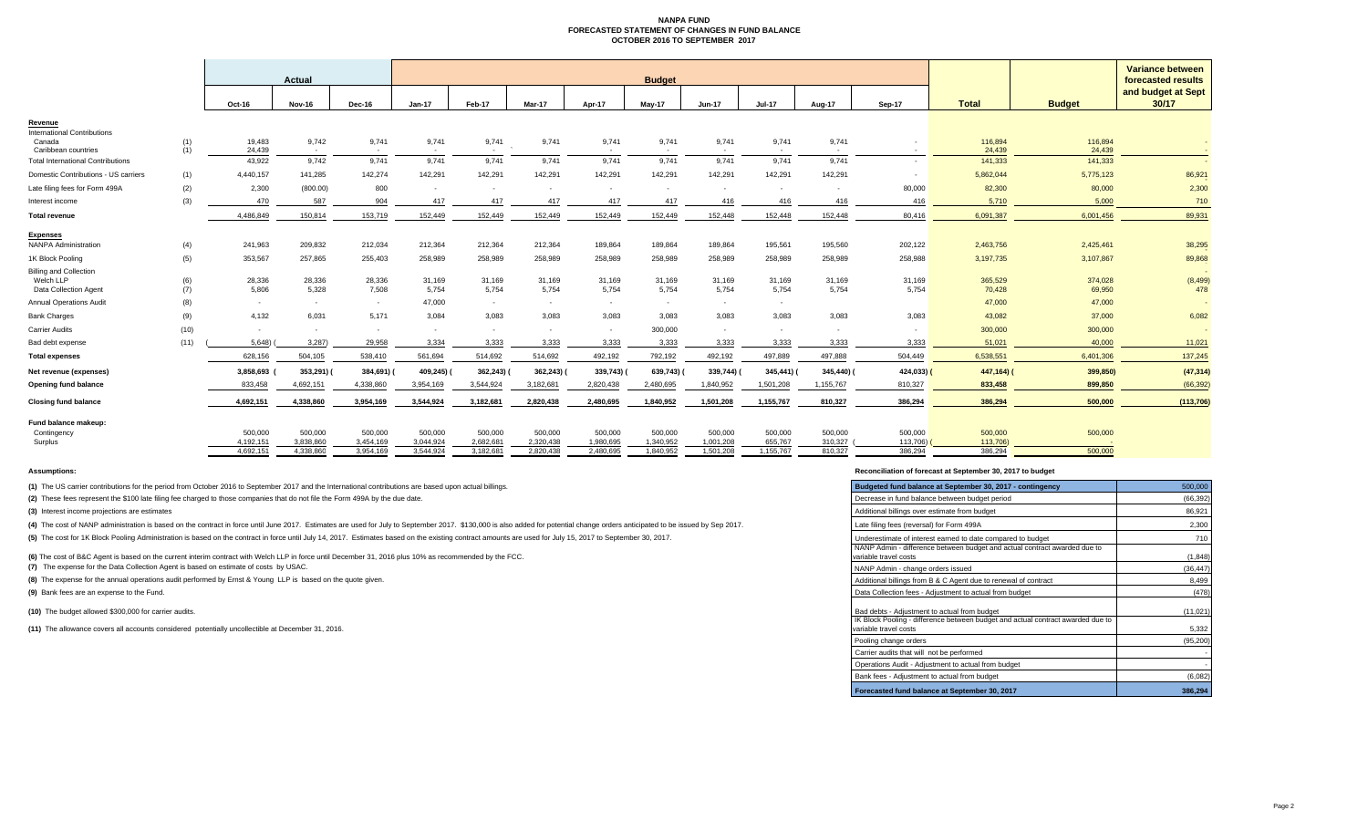# NANPA FUND
## FORECASTED STATEMENT OF CHANGES IN FUND BALANCE
## OCTOBER 2016 TO SEPTEMBER 2017

| | | Actual | | | Budget | | | | | | | | | | | Variance between forecasted results and budget at Sept 30/17 |
|---|---|---|---|---|---|---|---|---|---|---|---|---|---|---|---|---|
| | | Oct-16 | Nov-16 | Dec-16 | Jan-17 | Feb-17 | Mar-17 | Apr-17 | May-17 | Jun-17 | Jul-17 | Aug-17 | Sep-17 | Total | Budget | |
| **Revenue** | | | | | | | | | | | | | | | | |
| International Contributions | | | | | | | | | | | | | | | | |
| Canada | (1) | 19,483 | 9,742 | 9,741 | 9,741 | 9,741 | 9,741 | 9,741 | 9,741 | 9,741 | 9,741 | 9,741 | - | 116,894 | 116,894 | - |
| Caribbean countries | (1) | 24,439 | - | - | - | - | - | - | - | - | - | - | - | 24,439 | 24,439 | - |
| Total International Contributions | | 43,922 | 9,742 | 9,741 | 9,741 | 9,741 | 9,741 | 9,741 | 9,741 | 9,741 | 9,741 | 9,741 | - | 141,333 | 141,333 | - |
| Domestic Contributions - US carriers | (1) | 4,440,157 | 141,285 | 142,274 | 142,291 | 142,291 | 142,291 | 142,291 | 142,291 | 142,291 | 142,291 | 142,291 | - | 5,862,044 | 5,775,123 | 86,921 |
| Late filing fees for Form 499A | (2) | 2,300 | (800.00) | 800 | - | - | - | - | - | - | - | - | 80,000 | 82,300 | 80,000 | 2,300 |
| Interest income | (3) | 470 | 587 | 904 | 417 | 417 | 417 | 417 | 417 | 416 | 416 | 416 | 416 | 5,710 | 5,000 | 710 |
| **Total revenue** | | 4,486,849 | 150,814 | 153,719 | 152,449 | 152,449 | 152,449 | 152,449 | 152,449 | 152,448 | 152,448 | 152,448 | 80,416 | 6,091,387 | 6,001,456 | 89,931 |
| **Expenses** | | | | | | | | | | | | | | | | |
| NANPA Administration | (4) | 241,963 | 209,832 | 212,034 | 212,364 | 212,364 | 212,364 | 189,864 | 189,864 | 189,864 | 195,561 | 195,560 | 202,122 | 2,463,756 | 2,425,461 | 38,295 |
| 1K Block Pooling | (5) | 353,567 | 257,865 | 255,403 | 258,989 | 258,989 | 258,989 | 258,989 | 258,989 | 258,989 | 258,989 | 258,989 | 258,988 | 3,197,735 | 3,107,867 | 89,868 |
| Billing and Collection | | | | | | | | | | | | | | | | - |
| Welch LLP | (6) | 28,336 | 28,336 | 28,336 | 31,169 | 31,169 | 31,169 | 31,169 | 31,169 | 31,169 | 31,169 | 31,169 | 31,169 | 365,529 | 374,028 | (8,499) |
| Data Collection Agent | (7) | 5,806 | 5,328 | 7,508 | 5,754 | 5,754 | 5,754 | 5,754 | 5,754 | 5,754 | 5,754 | 5,754 | 5,754 | 70,428 | 69,950 | 478 |
| Annual Operations Audit | (8) | - | - | - | 47,000 | - | - | - | - | - | - | - | - | 47,000 | 47,000 | - |
| Bank Charges | (9) | 4,132 | 6,031 | 5,171 | 3,084 | 3,083 | 3,083 | 3,083 | 3,083 | 3,083 | 3,083 | 3,083 | 3,083 | 43,082 | 37,000 | 6,082 |
| Carrier Audits | (10) | - | - | - | - | - | - | - | 300,000 | - | - | - | - | 300,000 | 300,000 | - |
| Bad debt expense | (11) | (5,648) | (3,287) | 29,958 | 3,334 | 3,333 | 3,333 | 3,333 | 3,333 | 3,333 | 3,333 | 3,333 | 3,333 | 51,021 | 40,000 | 11,021 |
| **Total expenses** | | 628,156 | 504,105 | 538,410 | 561,694 | 514,692 | 514,692 | 492,192 | 792,192 | 492,192 | 497,889 | 497,888 | 504,449 | 6,538,551 | 6,401,306 | 137,245 |
| **Net revenue (expenses)** | | 3,858,693 | (353,291) | (384,691) | (409,245) | (362,243) | (362,243) | (339,743) | (639,743) | (339,744) | (345,441) | (345,440) | (424,033) | (447,164) | (399,850) | (47,314) |
| **Opening fund balance** | | 833,458 | 4,692,151 | 4,338,860 | 3,954,169 | 3,544,924 | 3,182,681 | 2,820,438 | 2,480,695 | 1,840,952 | 1,501,208 | 1,155,767 | 810,327 | 833,458 | 899,850 | (66,392) |
| **Closing fund balance** | | 4,692,151 | 4,338,860 | 3,954,169 | 3,544,924 | 3,182,681 | 2,820,438 | 2,480,695 | 1,840,952 | 1,501,208 | 1,155,767 | 810,327 | 386,294 | 386,294 | 500,000 | (113,706) |
| **Fund balance makeup:** | | | | | | | | | | | | | | | | |
| Contingency | | 500,000 | 500,000 | 500,000 | 500,000 | 500,000 | 500,000 | 500,000 | 500,000 | 500,000 | 500,000 | 500,000 | 500,000 | 500,000 | 500,000 | |
| Surplus | | 4,192,151 | 3,838,860 | 3,454,169 | 3,044,924 | 2,682,681 | 2,320,438 | 1,980,695 | 1,340,952 | 1,001,208 | 655,767 | 310,327 | (113,706) | (113,706) | - | |
| | | 4,692,151 | 4,338,860 | 3,954,169 | 3,544,924 | 3,182,681 | 2,820,438 | 2,480,695 | 1,840,952 | 1,501,208 | 1,155,767 | 810,327 | 386,294 | 386,294 | 500,000 | |

**Assumptions:**

**(1)** The US carrier contributions for the period from October 2016 to September 2017 and the International contributions are based upon actual billings.

**(2)** These fees represent the $100 late filing fee charged to those companies that do not file the Form 499A by the due date.

**(3)** Interest income projections are estimates

**(4)** The cost of NANP administration is based on the contract in force until June 2017. Estimates are used for July to September 2017. $130,000 is also added for potential change orders anticipated to be issued by Sep 2017.

**(5)** The cost for 1K Block Pooling Administration is based on the contract in force until July 14, 2017. Estimates based on the existing contract amounts are used for July 15, 2017 to September 30, 2017.

**(6)** The cost of B&C Agent is based on the current interim contract with Welch LLP in force until December 31, 2016 plus 10% as recommended by the FCC.

**(7)** The expense for the Data Collection Agent is based on estimate of costs by USAC.

**(8)** The expense for the annual operations audit performed by Ernst & Young LLP is based on the quote given.

**(9)** Bank fees are an expense to the Fund.

**(10)** The budget allowed $300,000 for carrier audits.

**(11)** The allowance covers all accounts considered potentially uncollectible at December 31, 2016.

**Reconciliation of forecast at September 30, 2017 to budget**

| Budgeted fund balance at September 30, 2017 - contingency | 500,000 |
|---|---|
| Decrease in fund balance between budget period | (66,392) |
| Additional billings over estimate from budget | 86,921 |
| Late filing fees (reversal) for Form 499A | 2,300 |
| Underestimate of interest earned to date compared to budget | 710 |
| NANP Admin - difference between budget and actual contract awarded due to variable travel costs | (1,848) |
| NANP Admin - change orders issued | (36,447) |
| Additional billings from B & C Agent due to renewal of contract | 8,499 |
| Data Collection fees - Adjustment to actual from budget | (478) |
| Bad debts - Adjustment to actual from budget | (11,021) |
| IK Block Pooling - difference between budget and actual contract awarded due to variable travel costs | 5,332 |
| Pooling change orders | (95,200) |
| Carrier audits that will not be performed | - |
| Operations Audit - Adjustment to actual from budget | - |
| Bank fees - Adjustment to actual from budget | (6,082) |
| **Forecasted fund balance at September 30, 2017** | **386,294** |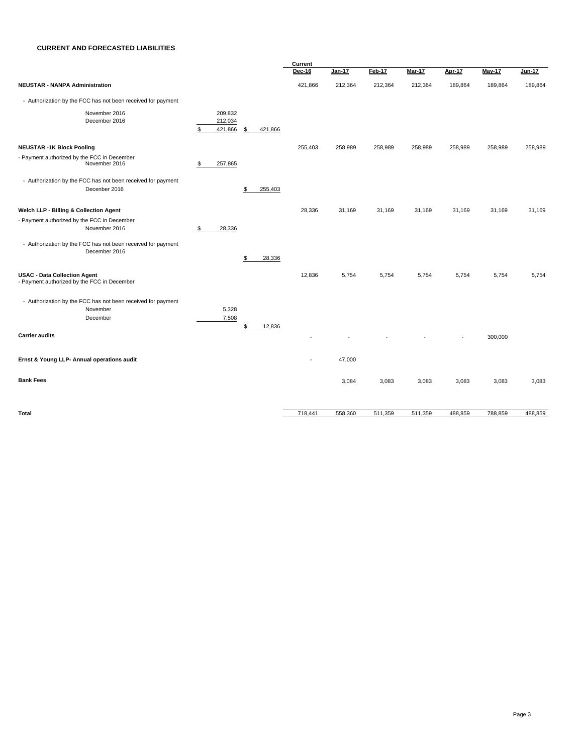**CURRENT AND FORECASTED LIABILITIES**

| | | | Current Dec-16 | Jan-17 | Feb-17 | Mar-17 | Apr-17 | May-17 | Jun-17 |
|---|---|---|---|---|---|---|---|---|---|
| **NEUSTAR - NANPA Administration** | | | 421,866 | 212,364 | 212,364 | 212,364 | 189,864 | 189,864 | 189,864 |
| - Authorization by the FCC has not been received for payment | | | | | | | | | |
| November 2016 | 209,832 | | | | | | | | |
| December 2016 | 212,034 | | | | | | | | |
| | $ 421,866 | $ 421,866 | | | | | | | |
| **NEUSTAR -1K Block Pooling** | | | 255,403 | 258,989 | 258,989 | 258,989 | 258,989 | 258,989 | 258,989 |
| - Payment authorized by the FCC in December November 2016 | $ 257,865 | | | | | | | | |
| - Authorization by the FCC has not been received for payment December 2016 | | $ 255,403 | | | | | | | |
| **Welch LLP - Billing & Collection Agent** | | | 28,336 | 31,169 | 31,169 | 31,169 | 31,169 | 31,169 | 31,169 |
| - Payment authorized by the FCC in December November 2016 | $ 28,336 | | | | | | | | |
| - Authorization by the FCC has not been received for payment December 2016 | | $ 28,336 | | | | | | | |
| **USAC - Data Collection Agent** - Payment authorized by the FCC in December | | | 12,836 | 5,754 | 5,754 | 5,754 | 5,754 | 5,754 | 5,754 |
| - Authorization by the FCC has not been received for payment | | | | | | | | | |
| November | 5,328 | | | | | | | | |
| December | 7,508 | | | | | | | | |
| | | $ 12,836 | | | | | | | |
| **Carrier audits** | | | - | - | - | - | - | 300,000 | |
| **Ernst & Young LLP- Annual operations audit** | | | - | 47,000 | | | | | |
| **Bank Fees** | | | | 3,084 | 3,083 | 3,083 | 3,083 | 3,083 | 3,083 |
| **Total** | | | 718,441 | 558,360 | 511,359 | 511,359 | 488,859 | 788,859 | 488,859 |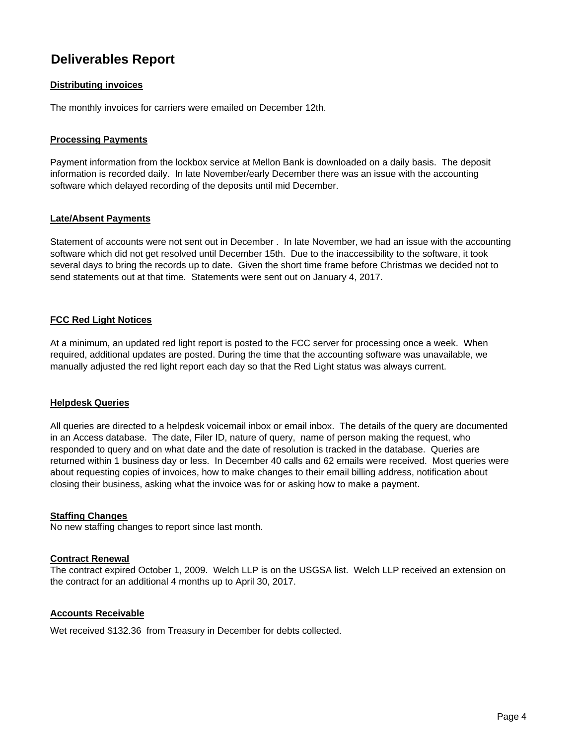# Deliverables Report

**Distributing invoices**

The monthly invoices for carriers were emailed on December 12th.

**Processing Payments**

Payment information from the lockbox service at Mellon Bank is downloaded on a daily basis. The deposit information is recorded daily. In late November/early December there was an issue with the accounting software which delayed recording of the deposits until mid December.

**Late/Absent Payments**

Statement of accounts were not sent out in December . In late November, we had an issue with the accounting software which did not get resolved until December 15th. Due to the inaccessibility to the software, it took several days to bring the records up to date. Given the short time frame before Christmas we decided not to send statements out at that time. Statements were sent out on January 4, 2017.

**FCC Red Light Notices**

At a minimum, an updated red light report is posted to the FCC server for processing once a week. When required, additional updates are posted. During the time that the accounting software was unavailable, we manually adjusted the red light report each day so that the Red Light status was always current.

**Helpdesk Queries**

All queries are directed to a helpdesk voicemail inbox or email inbox. The details of the query are documented in an Access database. The date, Filer ID, nature of query, name of person making the request, who responded to query and on what date and the date of resolution is tracked in the database. Queries are returned within 1 business day or less. In December 40 calls and 62 emails were received. Most queries were about requesting copies of invoices, how to make changes to their email billing address, notification about closing their business, asking what the invoice was for or asking how to make a payment.

**Staffing Changes**

No new staffing changes to report since last month.

**Contract Renewal**

The contract expired October 1, 2009. Welch LLP is on the USGSA list. Welch LLP received an extension on the contract for an additional 4 months up to April 30, 2017.

**Accounts Receivable**

Wet received $132.36 from Treasury in December for debts collected.